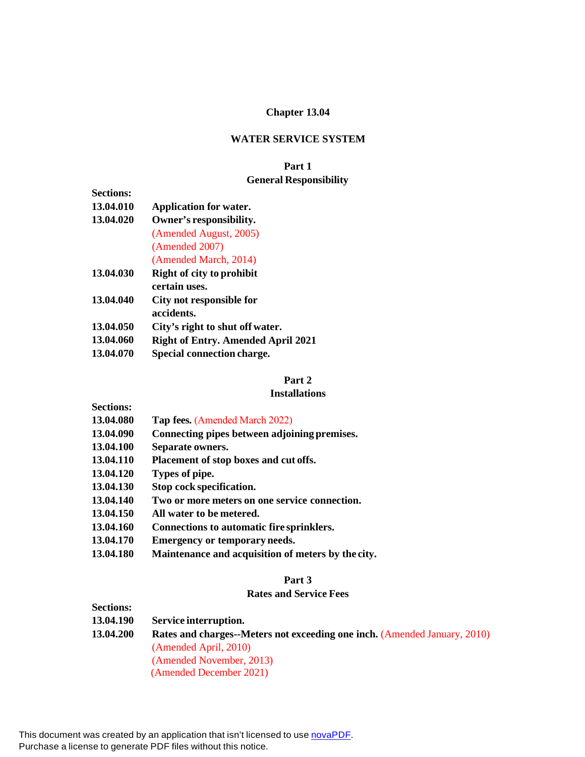# Chapter 13.04

## WATER SERVICE SYSTEM

### Part 1
### General Responsibility

**Sections:**

| | |
|---|---|
| **13.04.010** | **Application for water.** |
| **13.04.020** | **Owner's responsibility.** (Amended August, 2005) (Amended 2007) (Amended March, 2014) |
| **13.04.030** | **Right of city to prohibit certain uses.** |
| **13.04.040** | **City not responsible for accidents.** |
| **13.04.050** | **City's right to shut off water.** |
| **13.04.060** | **Right of Entry. Amended April 2021** |
| **13.04.070** | **Special connection charge.** |

### Part 2
### Installations

**Sections:**

| | |
|---|---|
| **13.04.080** | **Tap fees.** (Amended March 2022) |
| **13.04.090** | **Connecting pipes between adjoining premises.** |
| **13.04.100** | **Separate owners.** |
| **13.04.110** | **Placement of stop boxes and cut offs.** |
| **13.04.120** | **Types of pipe.** |
| **13.04.130** | **Stop cock specification.** |
| **13.04.140** | **Two or more meters on one service connection.** |
| **13.04.150** | **All water to be metered.** |
| **13.04.160** | **Connections to automatic fire sprinklers.** |
| **13.04.170** | **Emergency or temporary needs.** |
| **13.04.180** | **Maintenance and acquisition of meters by the city.** |

### Part 3
### Rates and Service Fees

**Sections:**

| | |
|---|---|
| **13.04.190** | **Service interruption.** |
| **13.04.200** | **Rates and charges--Meters not exceeding one inch.** (Amended January, 2010) (Amended April, 2010) (Amended November, 2013) (Amended December 2021) |

This document was created by an application that isn't licensed to use novaPDF.
Purchase a license to generate PDF files without this notice.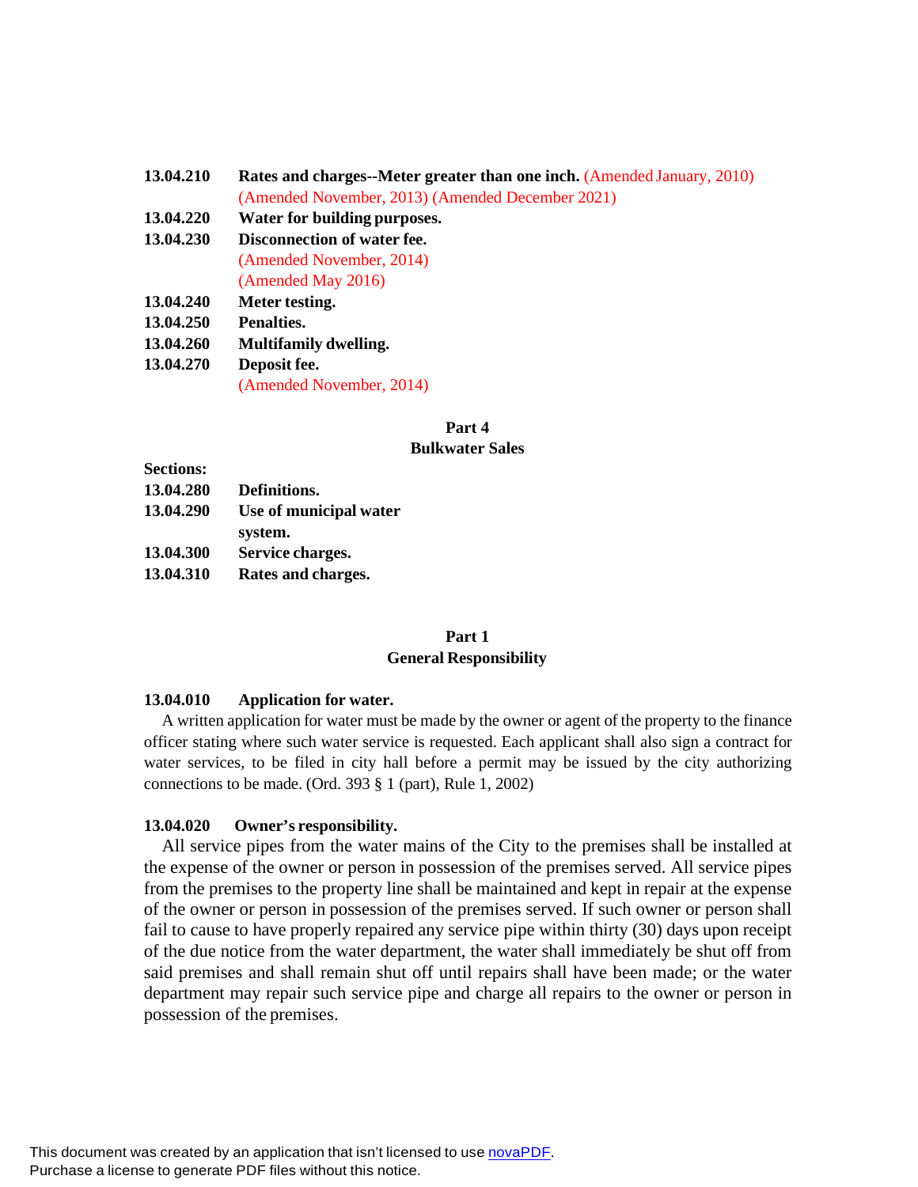**13.04.210** **Rates and charges--Meter greater than one inch.** (Amended January, 2010) (Amended November, 2013) (Amended December 2021)

**13.04.220** **Water for building purposes.**

**13.04.230** **Disconnection of water fee.** (Amended November, 2014) (Amended May 2016)

**13.04.240** **Meter testing.**

**13.04.250** **Penalties.**

**13.04.260** **Multifamily dwelling.**

**13.04.270** **Deposit fee.** (Amended November, 2014)

## Part 4
## Bulkwater Sales

**Sections:**

**13.04.280** **Definitions.**

**13.04.290** **Use of municipal water system.**

**13.04.300** **Service charges.**

**13.04.310** **Rates and charges.**

## Part 1
## General Responsibility

### 13.04.010 Application for water.

A written application for water must be made by the owner or agent of the property to the finance officer stating where such water service is requested. Each applicant shall also sign a contract for water services, to be filed in city hall before a permit may be issued by the city authorizing connections to be made. (Ord. 393 § 1 (part), Rule 1, 2002)

### 13.04.020 Owner's responsibility.

All service pipes from the water mains of the City to the premises shall be installed at the expense of the owner or person in possession of the premises served. All service pipes from the premises to the property line shall be maintained and kept in repair at the expense of the owner or person in possession of the premises served. If such owner or person shall fail to cause to have properly repaired any service pipe within thirty (30) days upon receipt of the due notice from the water department, the water shall immediately be shut off from said premises and shall remain shut off until repairs shall have been made; or the water department may repair such service pipe and charge all repairs to the owner or person in possession of the premises.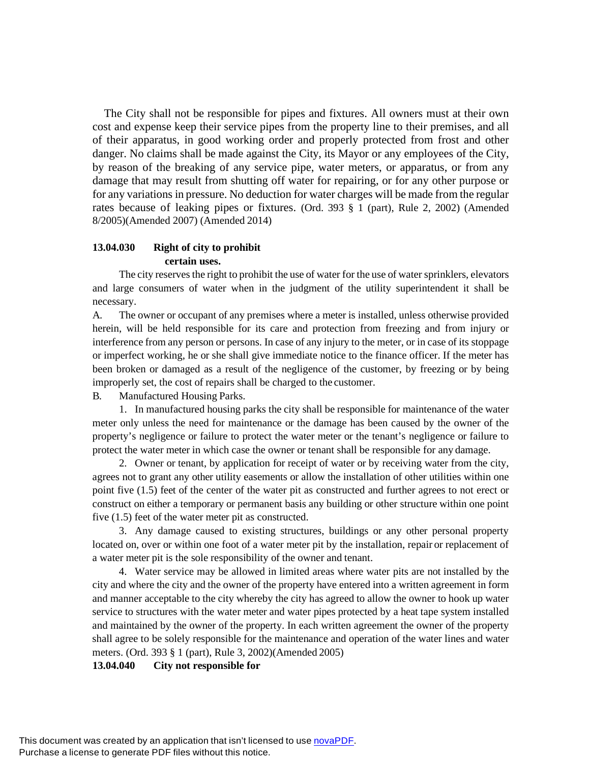The City shall not be responsible for pipes and fixtures. All owners must at their own cost and expense keep their service pipes from the property line to their premises, and all of their apparatus, in good working order and properly protected from frost and other danger. No claims shall be made against the City, its Mayor or any employees of the City, by reason of the breaking of any service pipe, water meters, or apparatus, or from any damage that may result from shutting off water for repairing, or for any other purpose or for any variations in pressure. No deduction for water charges will be made from the regular rates because of leaking pipes or fixtures. (Ord. 393 § 1 (part), Rule 2, 2002) (Amended 8/2005)(Amended 2007) (Amended 2014)

**13.04.030 Right of city to prohibit certain uses.**

The city reserves the right to prohibit the use of water for the use of water sprinklers, elevators and large consumers of water when in the judgment of the utility superintendent it shall be necessary.

A. The owner or occupant of any premises where a meter is installed, unless otherwise provided herein, will be held responsible for its care and protection from freezing and from injury or interference from any person or persons. In case of any injury to the meter, or in case of its stoppage or imperfect working, he or she shall give immediate notice to the finance officer. If the meter has been broken or damaged as a result of the negligence of the customer, by freezing or by being improperly set, the cost of repairs shall be charged to the customer.

B. Manufactured Housing Parks.

1. In manufactured housing parks the city shall be responsible for maintenance of the water meter only unless the need for maintenance or the damage has been caused by the owner of the property's negligence or failure to protect the water meter or the tenant's negligence or failure to protect the water meter in which case the owner or tenant shall be responsible for any damage.

2. Owner or tenant, by application for receipt of water or by receiving water from the city, agrees not to grant any other utility easements or allow the installation of other utilities within one point five (1.5) feet of the center of the water pit as constructed and further agrees to not erect or construct on either a temporary or permanent basis any building or other structure within one point five (1.5) feet of the water meter pit as constructed.

3. Any damage caused to existing structures, buildings or any other personal property located on, over or within one foot of a water meter pit by the installation, repair or replacement of a water meter pit is the sole responsibility of the owner and tenant.

4. Water service may be allowed in limited areas where water pits are not installed by the city and where the city and the owner of the property have entered into a written agreement in form and manner acceptable to the city whereby the city has agreed to allow the owner to hook up water service to structures with the water meter and water pipes protected by a heat tape system installed and maintained by the owner of the property. In each written agreement the owner of the property shall agree to be solely responsible for the maintenance and operation of the water lines and water meters. (Ord. 393 § 1 (part), Rule 3, 2002)(Amended 2005)

**13.04.040 City not responsible for**

This document was created by an application that isn't licensed to use novaPDF. Purchase a license to generate PDF files without this notice.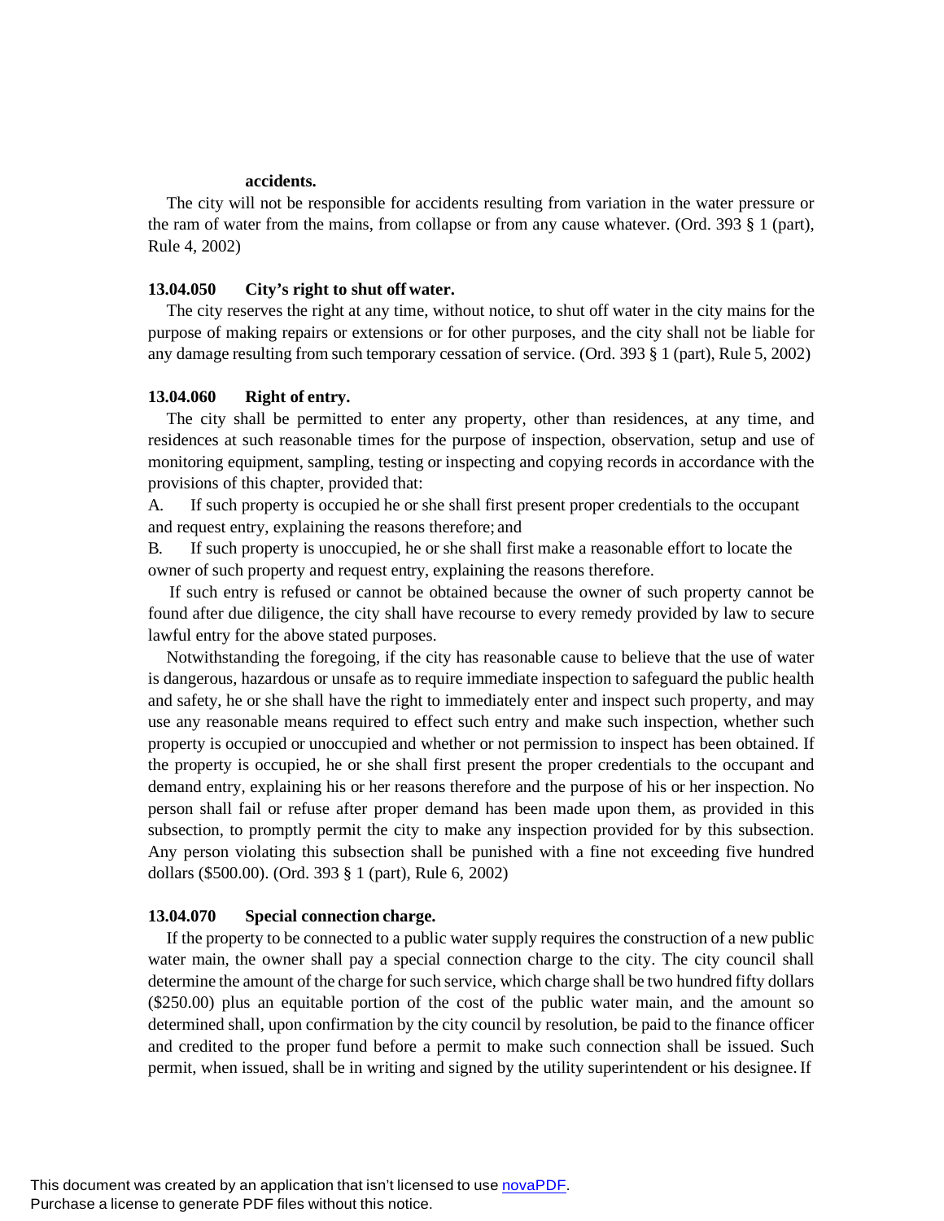**accidents.**

The city will not be responsible for accidents resulting from variation in the water pressure or the ram of water from the mains, from collapse or from any cause whatever. (Ord. 393 § 1 (part), Rule 4, 2002)

**13.04.050 City's right to shut off water.**

The city reserves the right at any time, without notice, to shut off water in the city mains for the purpose of making repairs or extensions or for other purposes, and the city shall not be liable for any damage resulting from such temporary cessation of service. (Ord. 393 § 1 (part), Rule 5, 2002)

**13.04.060 Right of entry.**

The city shall be permitted to enter any property, other than residences, at any time, and residences at such reasonable times for the purpose of inspection, observation, setup and use of monitoring equipment, sampling, testing or inspecting and copying records in accordance with the provisions of this chapter, provided that:

A. If such property is occupied he or she shall first present proper credentials to the occupant and request entry, explaining the reasons therefore; and

B. If such property is unoccupied, he or she shall first make a reasonable effort to locate the owner of such property and request entry, explaining the reasons therefore.

If such entry is refused or cannot be obtained because the owner of such property cannot be found after due diligence, the city shall have recourse to every remedy provided by law to secure lawful entry for the above stated purposes.

Notwithstanding the foregoing, if the city has reasonable cause to believe that the use of water is dangerous, hazardous or unsafe as to require immediate inspection to safeguard the public health and safety, he or she shall have the right to immediately enter and inspect such property, and may use any reasonable means required to effect such entry and make such inspection, whether such property is occupied or unoccupied and whether or not permission to inspect has been obtained. If the property is occupied, he or she shall first present the proper credentials to the occupant and demand entry, explaining his or her reasons therefore and the purpose of his or her inspection. No person shall fail or refuse after proper demand has been made upon them, as provided in this subsection, to promptly permit the city to make any inspection provided for by this subsection. Any person violating this subsection shall be punished with a fine not exceeding five hundred dollars ($500.00). (Ord. 393 § 1 (part), Rule 6, 2002)

**13.04.070 Special connection charge.**

If the property to be connected to a public water supply requires the construction of a new public water main, the owner shall pay a special connection charge to the city. The city council shall determine the amount of the charge for such service, which charge shall be two hundred fifty dollars ($250.00) plus an equitable portion of the cost of the public water main, and the amount so determined shall, upon confirmation by the city council by resolution, be paid to the finance officer and credited to the proper fund before a permit to make such connection shall be issued. Such permit, when issued, shall be in writing and signed by the utility superintendent or his designee. If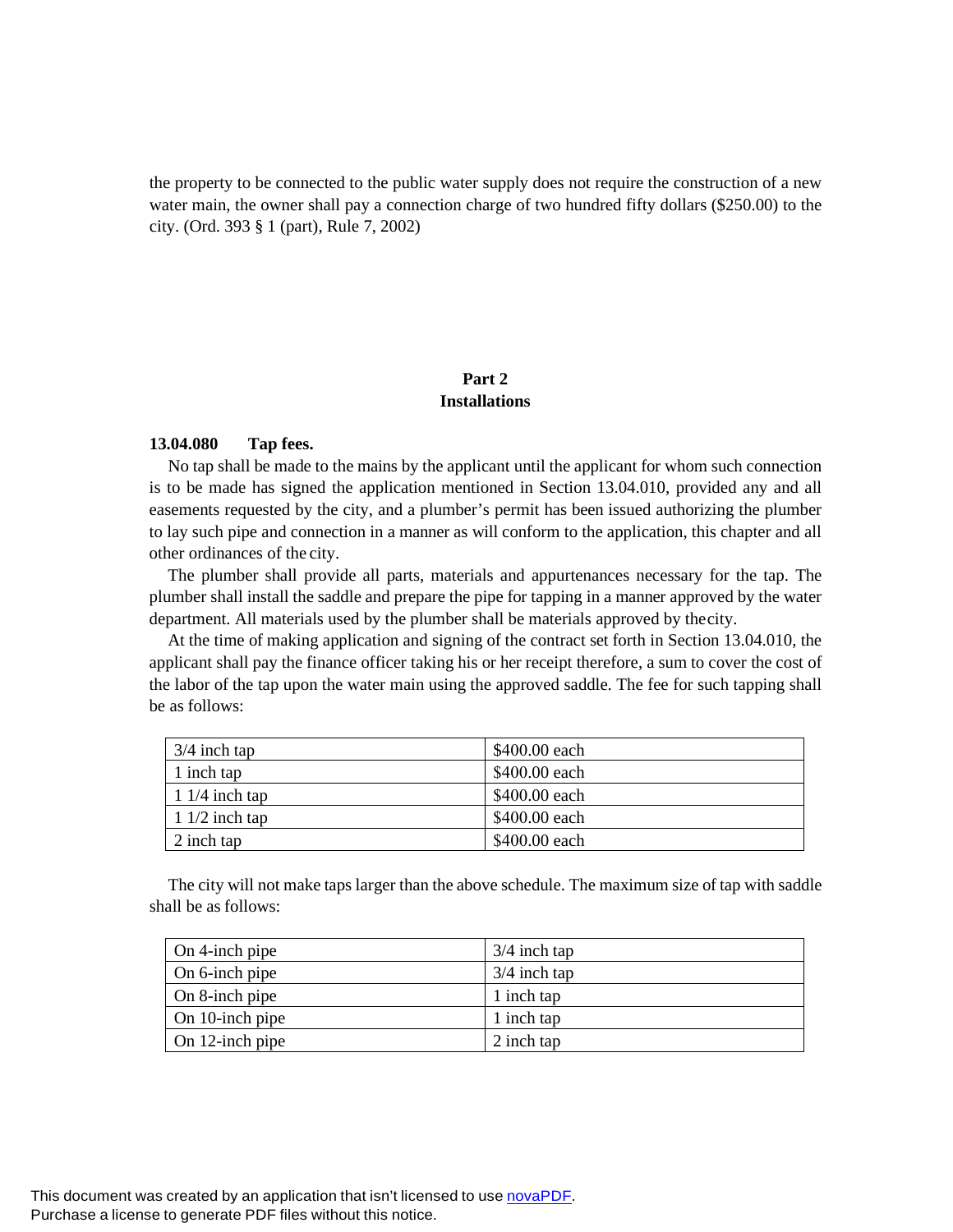the property to be connected to the public water supply does not require the construction of a new water main, the owner shall pay a connection charge of two hundred fifty dollars ($250.00) to the city. (Ord. 393 § 1 (part), Rule 7, 2002)

## Part 2
## Installations

**13.04.080 Tap fees.**

No tap shall be made to the mains by the applicant until the applicant for whom such connection is to be made has signed the application mentioned in Section 13.04.010, provided any and all easements requested by the city, and a plumber's permit has been issued authorizing the plumber to lay such pipe and connection in a manner as will conform to the application, this chapter and all other ordinances of the city.

The plumber shall provide all parts, materials and appurtenances necessary for the tap. The plumber shall install the saddle and prepare the pipe for tapping in a manner approved by the water department. All materials used by the plumber shall be materials approved by the city.

At the time of making application and signing of the contract set forth in Section 13.04.010, the applicant shall pay the finance officer taking his or her receipt therefore, a sum to cover the cost of the labor of the tap upon the water main using the approved saddle. The fee for such tapping shall be as follows:

| | |
|---|---|
| 3/4 inch tap | $400.00 each |
| 1 inch tap | $400.00 each |
| 1 1/4 inch tap | $400.00 each |
| 1 1/2 inch tap | $400.00 each |
| 2 inch tap | $400.00 each |

The city will not make taps larger than the above schedule. The maximum size of tap with saddle shall be as follows:

| | |
|---|---|
| On 4-inch pipe | 3/4 inch tap |
| On 6-inch pipe | 3/4 inch tap |
| On 8-inch pipe | 1 inch tap |
| On 10-inch pipe | 1 inch tap |
| On 12-inch pipe | 2 inch tap |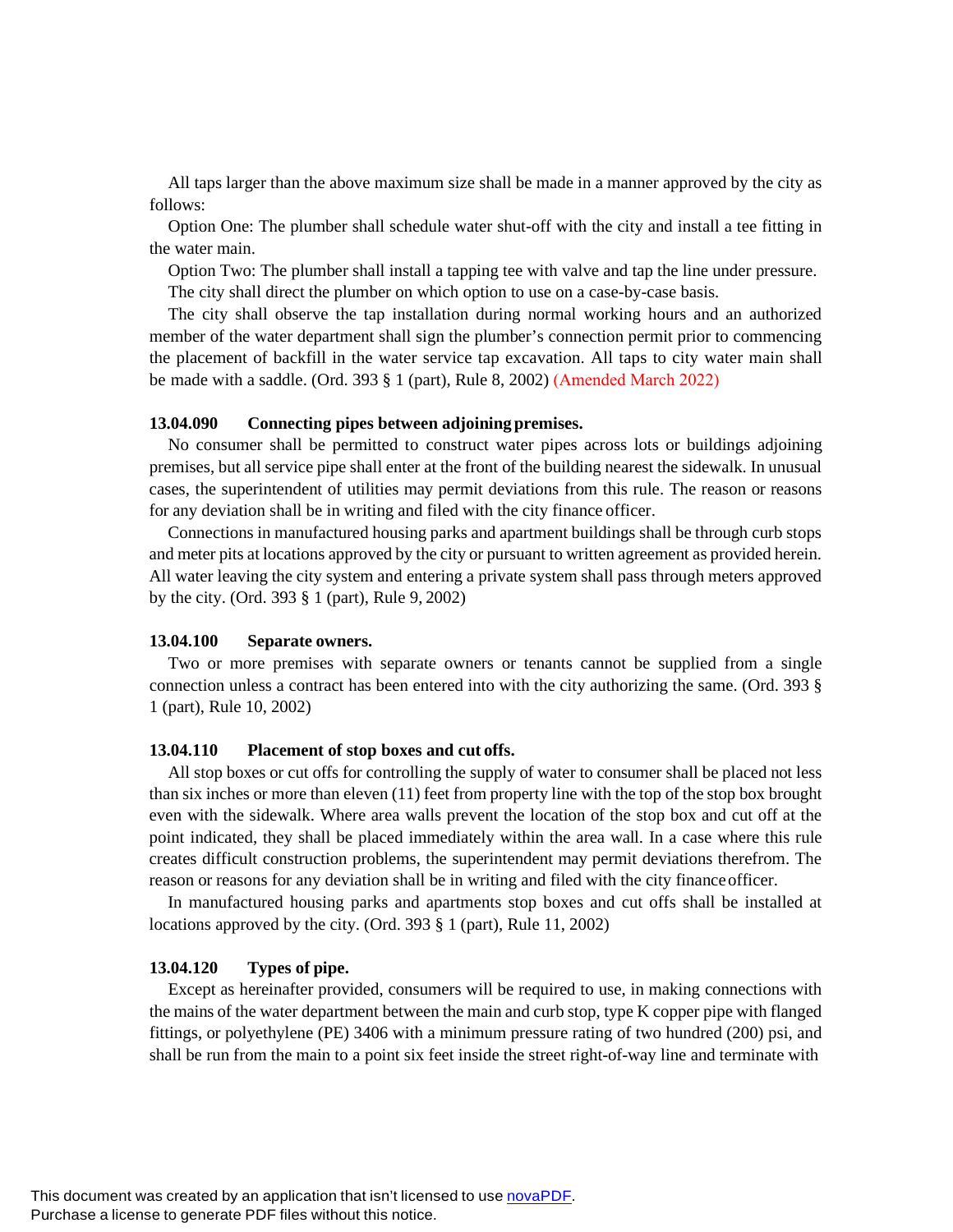All taps larger than the above maximum size shall be made in a manner approved by the city as follows:

Option One: The plumber shall schedule water shut-off with the city and install a tee fitting in the water main.

Option Two: The plumber shall install a tapping tee with valve and tap the line under pressure.

The city shall direct the plumber on which option to use on a case-by-case basis.

The city shall observe the tap installation during normal working hours and an authorized member of the water department shall sign the plumber's connection permit prior to commencing the placement of backfill in the water service tap excavation. All taps to city water main shall be made with a saddle. (Ord. 393 § 1 (part), Rule 8, 2002) (Amended March 2022)

### 13.04.090 Connecting pipes between adjoining premises.

No consumer shall be permitted to construct water pipes across lots or buildings adjoining premises, but all service pipe shall enter at the front of the building nearest the sidewalk. In unusual cases, the superintendent of utilities may permit deviations from this rule. The reason or reasons for any deviation shall be in writing and filed with the city finance officer.

Connections in manufactured housing parks and apartment buildings shall be through curb stops and meter pits at locations approved by the city or pursuant to written agreement as provided herein. All water leaving the city system and entering a private system shall pass through meters approved by the city. (Ord. 393 § 1 (part), Rule 9, 2002)

### 13.04.100 Separate owners.

Two or more premises with separate owners or tenants cannot be supplied from a single connection unless a contract has been entered into with the city authorizing the same. (Ord. 393 § 1 (part), Rule 10, 2002)

### 13.04.110 Placement of stop boxes and cut offs.

All stop boxes or cut offs for controlling the supply of water to consumer shall be placed not less than six inches or more than eleven (11) feet from property line with the top of the stop box brought even with the sidewalk. Where area walls prevent the location of the stop box and cut off at the point indicated, they shall be placed immediately within the area wall. In a case where this rule creates difficult construction problems, the superintendent may permit deviations therefrom. The reason or reasons for any deviation shall be in writing and filed with the city finance officer.

In manufactured housing parks and apartments stop boxes and cut offs shall be installed at locations approved by the city. (Ord. 393 § 1 (part), Rule 11, 2002)

### 13.04.120 Types of pipe.

Except as hereinafter provided, consumers will be required to use, in making connections with the mains of the water department between the main and curb stop, type K copper pipe with flanged fittings, or polyethylene (PE) 3406 with a minimum pressure rating of two hundred (200) psi, and shall be run from the main to a point six feet inside the street right-of-way line and terminate with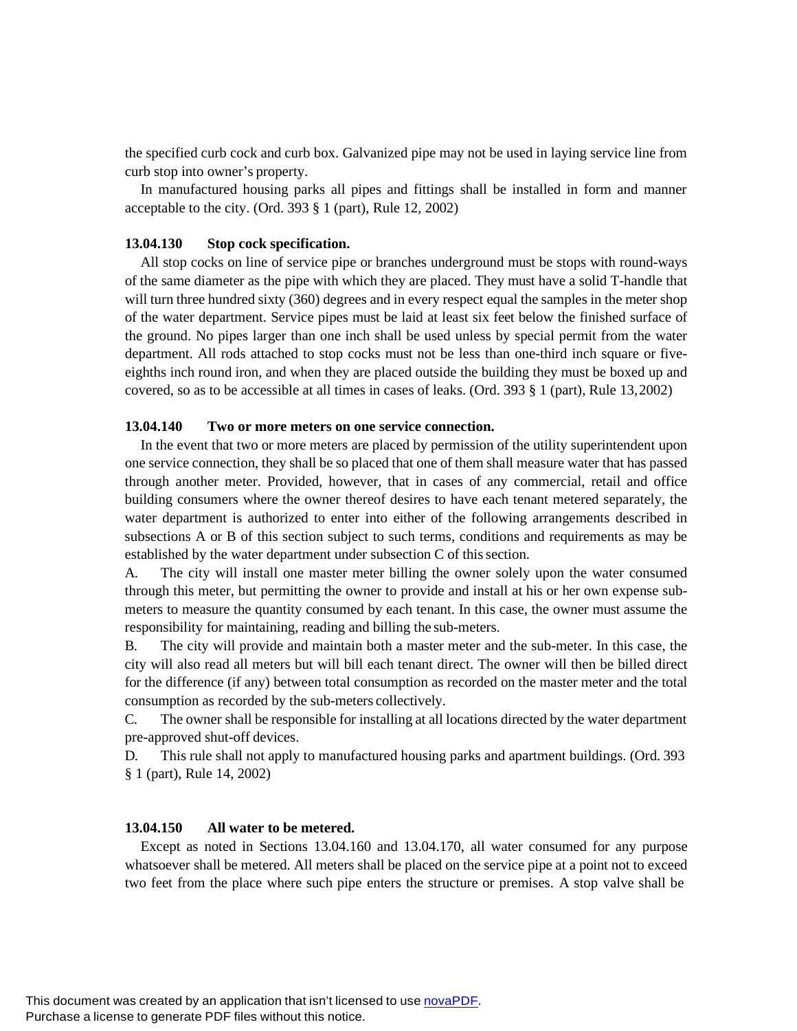the specified curb cock and curb box. Galvanized pipe may not be used in laying service line from curb stop into owner's property.

In manufactured housing parks all pipes and fittings shall be installed in form and manner acceptable to the city. (Ord. 393 § 1 (part), Rule 12, 2002)

### 13.04.130 Stop cock specification.

All stop cocks on line of service pipe or branches underground must be stops with round-ways of the same diameter as the pipe with which they are placed. They must have a solid T-handle that will turn three hundred sixty (360) degrees and in every respect equal the samples in the meter shop of the water department. Service pipes must be laid at least six feet below the finished surface of the ground. No pipes larger than one inch shall be used unless by special permit from the water department. All rods attached to stop cocks must not be less than one-third inch square or five-eighths inch round iron, and when they are placed outside the building they must be boxed up and covered, so as to be accessible at all times in cases of leaks. (Ord. 393 § 1 (part), Rule 13, 2002)

### 13.04.140 Two or more meters on one service connection.

In the event that two or more meters are placed by permission of the utility superintendent upon one service connection, they shall be so placed that one of them shall measure water that has passed through another meter. Provided, however, that in cases of any commercial, retail and office building consumers where the owner thereof desires to have each tenant metered separately, the water department is authorized to enter into either of the following arrangements described in subsections A or B of this section subject to such terms, conditions and requirements as may be established by the water department under subsection C of this section.

A. The city will install one master meter billing the owner solely upon the water consumed through this meter, but permitting the owner to provide and install at his or her own expense sub-meters to measure the quantity consumed by each tenant. In this case, the owner must assume the responsibility for maintaining, reading and billing the sub-meters.

B. The city will provide and maintain both a master meter and the sub-meter. In this case, the city will also read all meters but will bill each tenant direct. The owner will then be billed direct for the difference (if any) between total consumption as recorded on the master meter and the total consumption as recorded by the sub-meters collectively.

C. The owner shall be responsible for installing at all locations directed by the water department pre-approved shut-off devices.

D. This rule shall not apply to manufactured housing parks and apartment buildings. (Ord. 393 § 1 (part), Rule 14, 2002)

### 13.04.150 All water to be metered.

Except as noted in Sections 13.04.160 and 13.04.170, all water consumed for any purpose whatsoever shall be metered. All meters shall be placed on the service pipe at a point not to exceed two feet from the place where such pipe enters the structure or premises. A stop valve shall be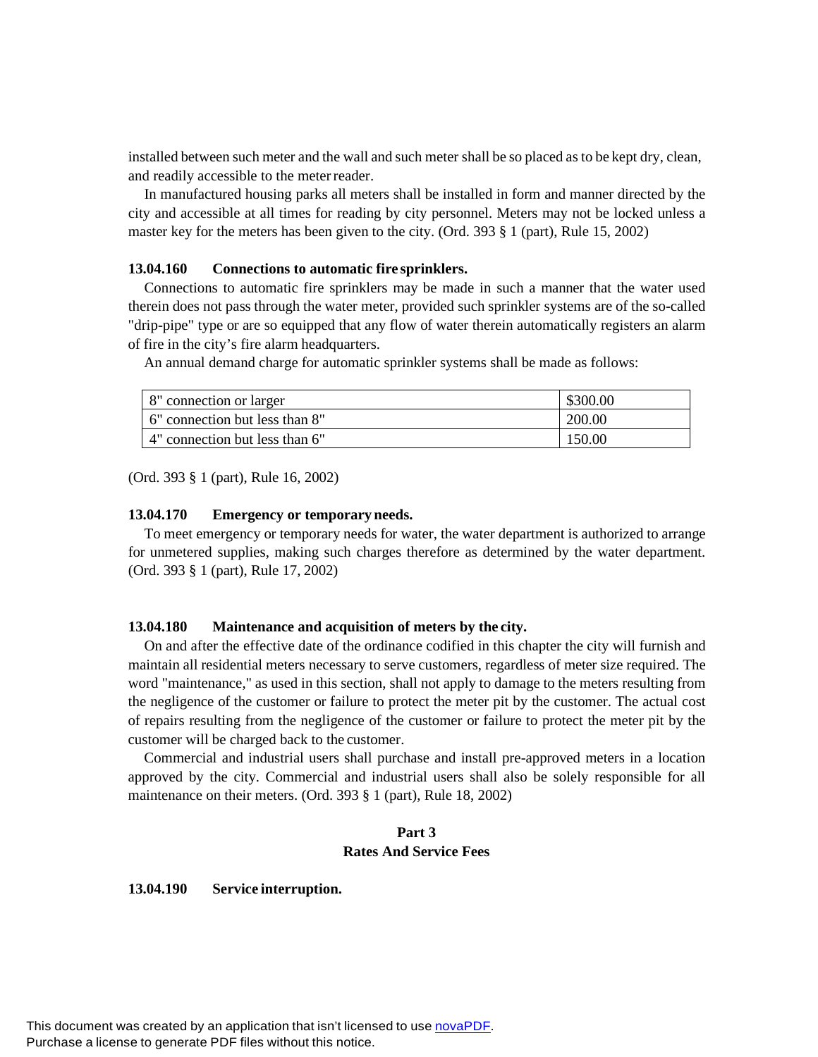installed between such meter and the wall and such meter shall be so placed as to be kept dry, clean, and readily accessible to the meter reader.

In manufactured housing parks all meters shall be installed in form and manner directed by the city and accessible at all times for reading by city personnel. Meters may not be locked unless a master key for the meters has been given to the city. (Ord. 393 § 1 (part), Rule 15, 2002)

**13.04.160 Connections to automatic fire sprinklers.**

Connections to automatic fire sprinklers may be made in such a manner that the water used therein does not pass through the water meter, provided such sprinkler systems are of the so-called "drip-pipe" type or are so equipped that any flow of water therein automatically registers an alarm of fire in the city's fire alarm headquarters.

An annual demand charge for automatic sprinkler systems shall be made as follows:

| | |
|---|---|
| 8" connection or larger | $300.00 |
| 6" connection but less than 8" | 200.00 |
| 4" connection but less than 6" | 150.00 |

(Ord. 393 § 1 (part), Rule 16, 2002)

**13.04.170 Emergency or temporary needs.**

To meet emergency or temporary needs for water, the water department is authorized to arrange for unmetered supplies, making such charges therefore as determined by the water department. (Ord. 393 § 1 (part), Rule 17, 2002)

**13.04.180 Maintenance and acquisition of meters by the city.**

On and after the effective date of the ordinance codified in this chapter the city will furnish and maintain all residential meters necessary to serve customers, regardless of meter size required. The word "maintenance," as used in this section, shall not apply to damage to the meters resulting from the negligence of the customer or failure to protect the meter pit by the customer. The actual cost of repairs resulting from the negligence of the customer or failure to protect the meter pit by the customer will be charged back to the customer.

Commercial and industrial users shall purchase and install pre-approved meters in a location approved by the city. Commercial and industrial users shall also be solely responsible for all maintenance on their meters. (Ord. 393 § 1 (part), Rule 18, 2002)

## Part 3
## Rates And Service Fees

**13.04.190 Service interruption.**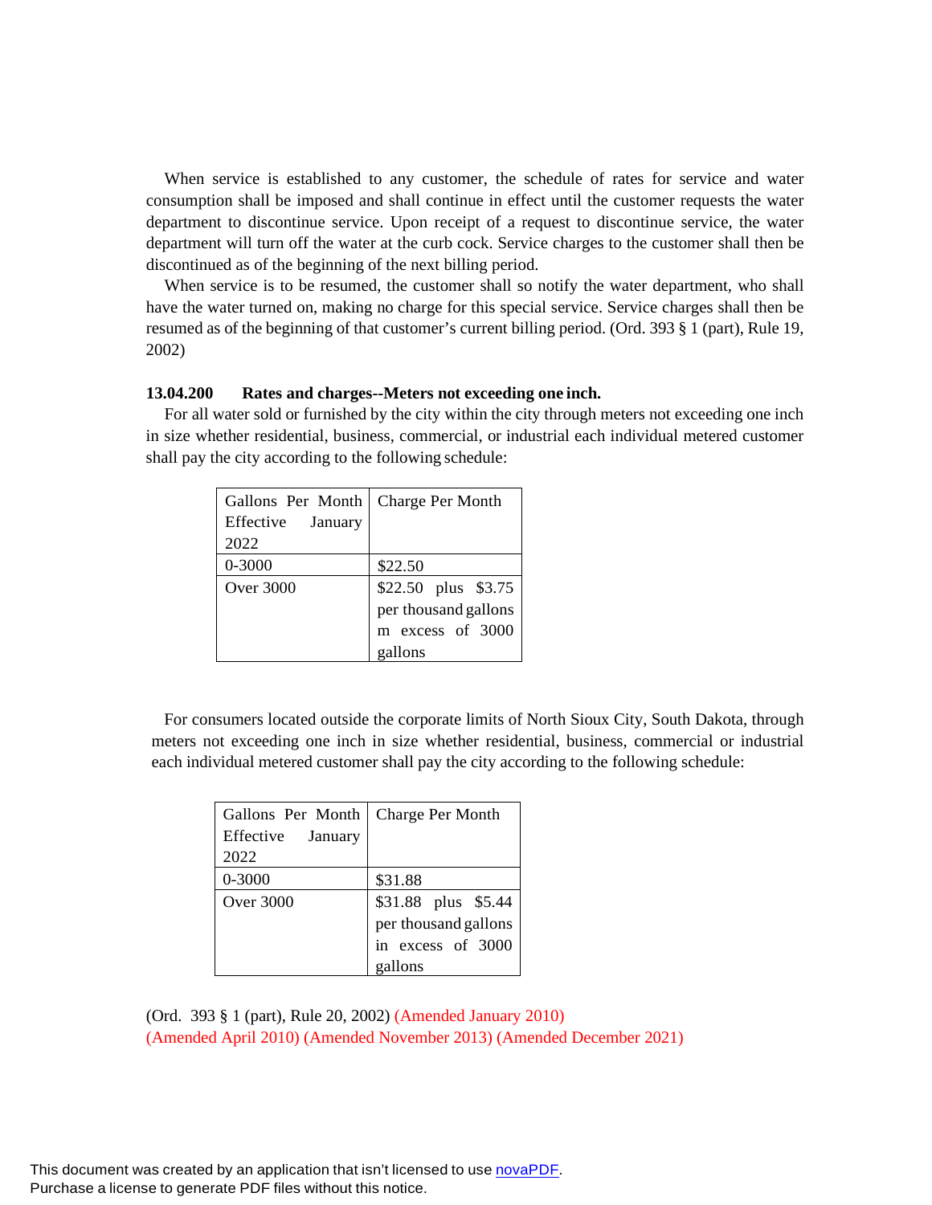When service is established to any customer, the schedule of rates for service and water consumption shall be imposed and shall continue in effect until the customer requests the water department to discontinue service. Upon receipt of a request to discontinue service, the water department will turn off the water at the curb cock. Service charges to the customer shall then be discontinued as of the beginning of the next billing period.

When service is to be resumed, the customer shall so notify the water department, who shall have the water turned on, making no charge for this special service. Service charges shall then be resumed as of the beginning of that customer's current billing period. (Ord. 393 § 1 (part), Rule 19, 2002)

**13.04.200 Rates and charges--Meters not exceeding one inch.**

For all water sold or furnished by the city within the city through meters not exceeding one inch in size whether residential, business, commercial, or industrial each individual metered customer shall pay the city according to the following schedule:

| Gallons Per Month Effective January 2022 | Charge Per Month |
|---|---|
| 0-3000 | $22.50 |
| Over 3000 | $22.50 plus $3.75 per thousand gallons m excess of 3000 gallons |

For consumers located outside the corporate limits of North Sioux City, South Dakota, through meters not exceeding one inch in size whether residential, business, commercial or industrial each individual metered customer shall pay the city according to the following schedule:

| Gallons Per Month Effective January 2022 | Charge Per Month |
|---|---|
| 0-3000 | $31.88 |
| Over 3000 | $31.88 plus $5.44 per thousand gallons in excess of 3000 gallons |

(Ord. 393 § 1 (part), Rule 20, 2002) (Amended January 2010) (Amended April 2010) (Amended November 2013) (Amended December 2021)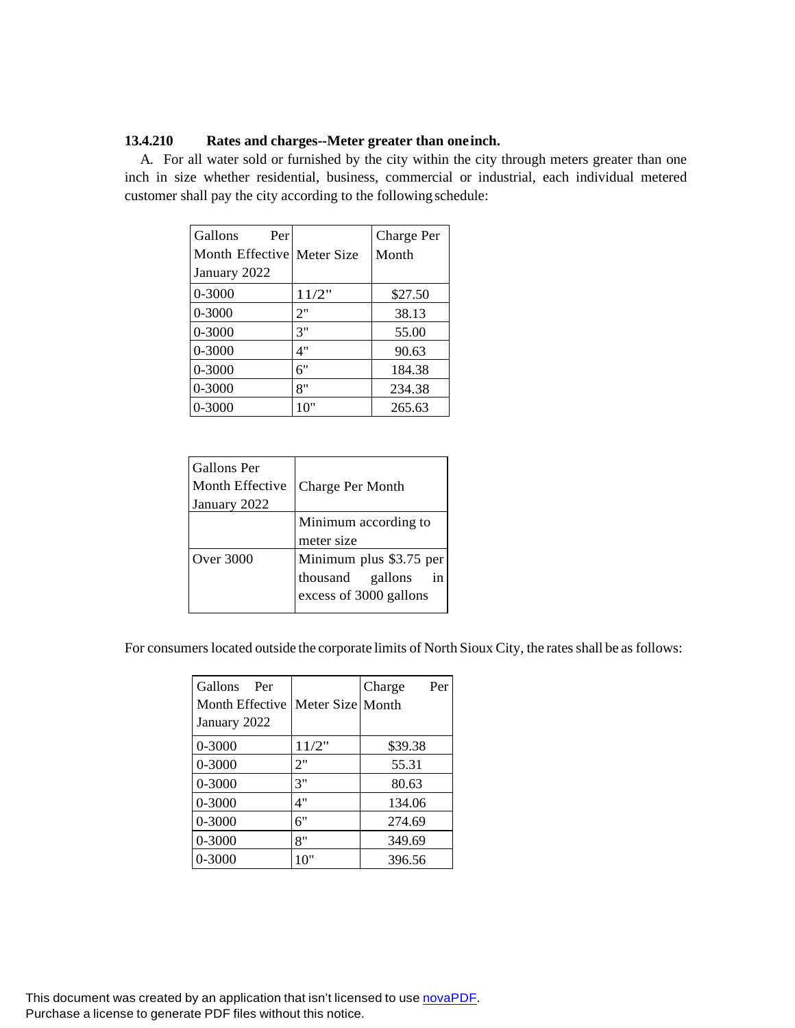**13.4.210 Rates and charges--Meter greater than one inch.**

A. For all water sold or furnished by the city within the city through meters greater than one inch in size whether residential, business, commercial or industrial, each individual metered customer shall pay the city according to the following schedule:

| Gallons Per Month Effective January 2022 | Meter Size | Charge Per Month |
|---|---|---|
| 0-3000 | 11/2" | $27.50 |
| 0-3000 | 2" | 38.13 |
| 0-3000 | 3" | 55.00 |
| 0-3000 | 4" | 90.63 |
| 0-3000 | 6" | 184.38 |
| 0-3000 | 8" | 234.38 |
| 0-3000 | 10" | 265.63 |

| Gallons Per Month Effective January 2022 | Charge Per Month |
|---|---|
| | Minimum according to meter size |
| Over 3000 | Minimum plus $3.75 per thousand gallons in excess of 3000 gallons |

For consumers located outside the corporate limits of North Sioux City, the rates shall be as follows:

| Gallons Per Month Effective January 2022 | Meter Size | Charge Per Month |
|---|---|---|
| 0-3000 | 11/2" | $39.38 |
| 0-3000 | 2" | 55.31 |
| 0-3000 | 3" | 80.63 |
| 0-3000 | 4" | 134.06 |
| 0-3000 | 6" | 274.69 |
| 0-3000 | 8" | 349.69 |
| 0-3000 | 10" | 396.56 |

This document was created by an application that isn't licensed to use novaPDF.
Purchase a license to generate PDF files without this notice.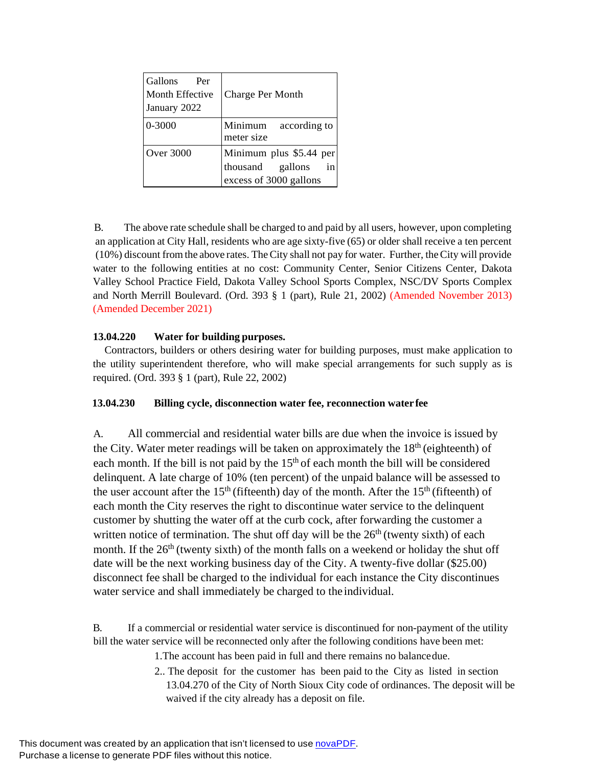| Gallons Per Month Effective January 2022 | Charge Per Month |
|---|---|
| 0-3000 | Minimum according to meter size |
| Over 3000 | Minimum plus $5.44 per thousand gallons in excess of 3000 gallons |

B. The above rate schedule shall be charged to and paid by all users, however, upon completing an application at City Hall, residents who are age sixty-five (65) or older shall receive a ten percent (10%) discount from the above rates. The City shall not pay for water. Further, the City will provide water to the following entities at no cost: Community Center, Senior Citizens Center, Dakota Valley School Practice Field, Dakota Valley School Sports Complex, NSC/DV Sports Complex and North Merrill Boulevard. (Ord. 393 § 1 (part), Rule 21, 2002) (Amended November 2013) (Amended December 2021)

**13.04.220 Water for building purposes.**

Contractors, builders or others desiring water for building purposes, must make application to the utility superintendent therefore, who will make special arrangements for such supply as is required. (Ord. 393 § 1 (part), Rule 22, 2002)

**13.04.230 Billing cycle, disconnection water fee, reconnection water fee**

A. All commercial and residential water bills are due when the invoice is issued by the City. Water meter readings will be taken on approximately the 18th (eighteenth) of each month. If the bill is not paid by the 15th of each month the bill will be considered delinquent. A late charge of 10% (ten percent) of the unpaid balance will be assessed to the user account after the 15th (fifteenth) day of the month. After the 15th (fifteenth) of each month the City reserves the right to discontinue water service to the delinquent customer by shutting the water off at the curb cock, after forwarding the customer a written notice of termination. The shut off day will be the 26th (twenty sixth) of each month. If the 26th (twenty sixth) of the month falls on a weekend or holiday the shut off date will be the next working business day of the City. A twenty-five dollar ($25.00) disconnect fee shall be charged to the individual for each instance the City discontinues water service and shall immediately be charged to the individual.

B. If a commercial or residential water service is discontinued for non-payment of the utility bill the water service will be reconnected only after the following conditions have been met:

1. The account has been paid in full and there remains no balance due.
2. The deposit for the customer has been paid to the City as listed in section 13.04.270 of the City of North Sioux City code of ordinances. The deposit will be waived if the city already has a deposit on file.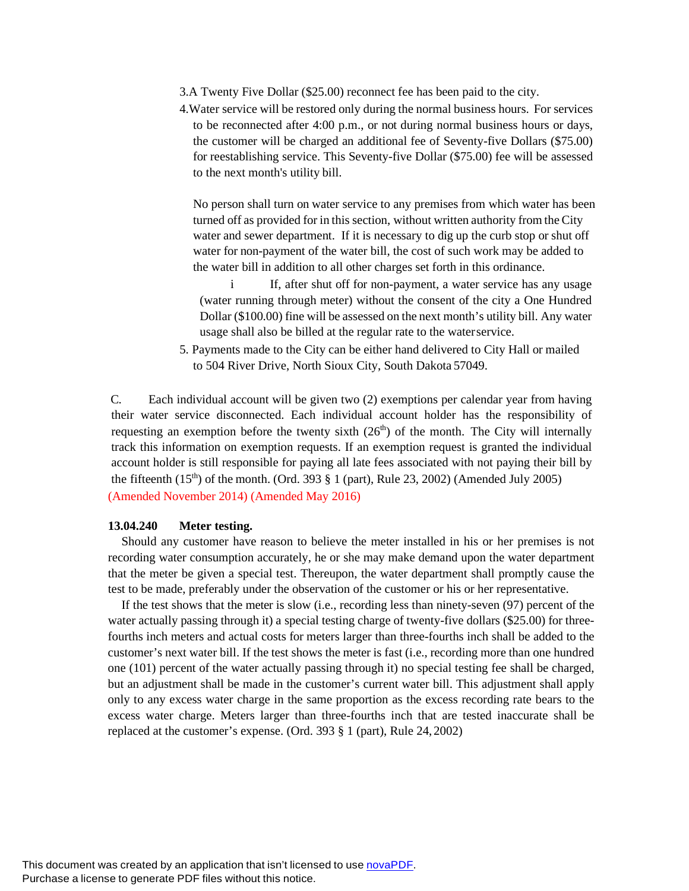3. A Twenty Five Dollar ($25.00) reconnect fee has been paid to the city.
4. Water service will be restored only during the normal business hours. For services to be reconnected after 4:00 p.m., or not during normal business hours or days, the customer will be charged an additional fee of Seventy-five Dollars ($75.00) for reestablishing service. This Seventy-five Dollar ($75.00) fee will be assessed to the next month's utility bill.

   No person shall turn on water service to any premises from which water has been turned off as provided for in this section, without written authority from the City water and sewer department. If it is necessary to dig up the curb stop or shut off water for non-payment of the water bill, the cost of such work may be added to the water bill in addition to all other charges set forth in this ordinance.

   i If, after shut off for non-payment, a water service has any usage (water running through meter) without the consent of the city a One Hundred Dollar ($100.00) fine will be assessed on the next month's utility bill. Any water usage shall also be billed at the regular rate to the water service.

5. Payments made to the City can be either hand delivered to City Hall or mailed to 504 River Drive, North Sioux City, South Dakota 57049.

C. Each individual account will be given two (2) exemptions per calendar year from having their water service disconnected. Each individual account holder has the responsibility of requesting an exemption before the twenty sixth (26th) of the month. The City will internally track this information on exemption requests. If an exemption request is granted the individual account holder is still responsible for paying all late fees associated with not paying their bill by the fifteenth (15th) of the month. (Ord. 393 § 1 (part), Rule 23, 2002) (Amended July 2005) (Amended November 2014) (Amended May 2016)

**13.04.240 Meter testing.**

Should any customer have reason to believe the meter installed in his or her premises is not recording water consumption accurately, he or she may make demand upon the water department that the meter be given a special test. Thereupon, the water department shall promptly cause the test to be made, preferably under the observation of the customer or his or her representative.

If the test shows that the meter is slow (i.e., recording less than ninety-seven (97) percent of the water actually passing through it) a special testing charge of twenty-five dollars ($25.00) for three-fourths inch meters and actual costs for meters larger than three-fourths inch shall be added to the customer's next water bill. If the test shows the meter is fast (i.e., recording more than one hundred one (101) percent of the water actually passing through it) no special testing fee shall be charged, but an adjustment shall be made in the customer's current water bill. This adjustment shall apply only to any excess water charge in the same proportion as the excess recording rate bears to the excess water charge. Meters larger than three-fourths inch that are tested inaccurate shall be replaced at the customer's expense. (Ord. 393 § 1 (part), Rule 24, 2002)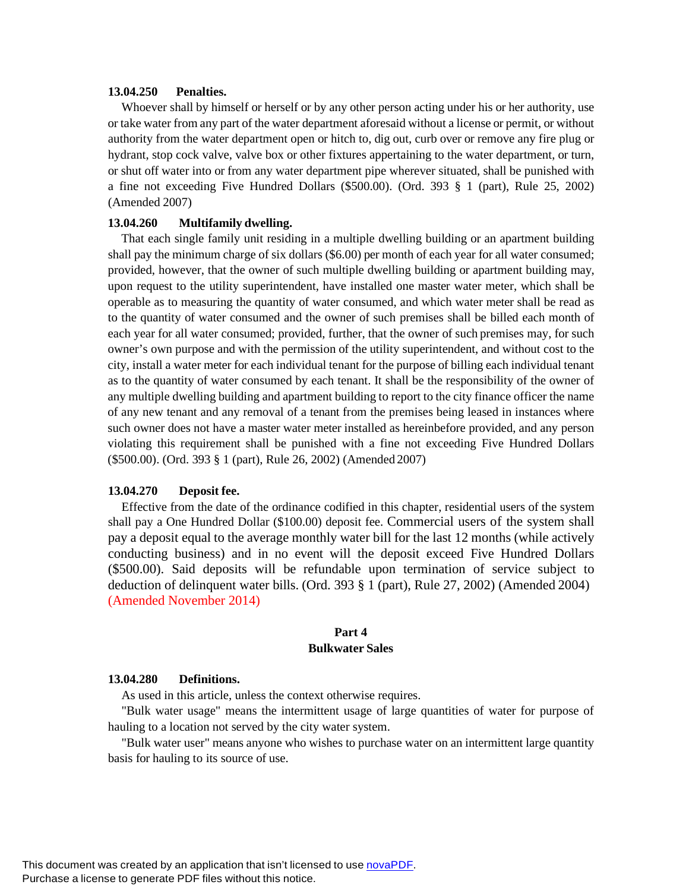**13.04.250 Penalties.**

Whoever shall by himself or herself or by any other person acting under his or her authority, use or take water from any part of the water department aforesaid without a license or permit, or without authority from the water department open or hitch to, dig out, curb over or remove any fire plug or hydrant, stop cock valve, valve box or other fixtures appertaining to the water department, or turn, or shut off water into or from any water department pipe wherever situated, shall be punished with a fine not exceeding Five Hundred Dollars ($500.00). (Ord. 393 § 1 (part), Rule 25, 2002) (Amended 2007)

**13.04.260 Multifamily dwelling.**

That each single family unit residing in a multiple dwelling building or an apartment building shall pay the minimum charge of six dollars ($6.00) per month of each year for all water consumed; provided, however, that the owner of such multiple dwelling building or apartment building may, upon request to the utility superintendent, have installed one master water meter, which shall be operable as to measuring the quantity of water consumed, and which water meter shall be read as to the quantity of water consumed and the owner of such premises shall be billed each month of each year for all water consumed; provided, further, that the owner of such premises may, for such owner's own purpose and with the permission of the utility superintendent, and without cost to the city, install a water meter for each individual tenant for the purpose of billing each individual tenant as to the quantity of water consumed by each tenant. It shall be the responsibility of the owner of any multiple dwelling building and apartment building to report to the city finance officer the name of any new tenant and any removal of a tenant from the premises being leased in instances where such owner does not have a master water meter installed as hereinbefore provided, and any person violating this requirement shall be punished with a fine not exceeding Five Hundred Dollars ($500.00). (Ord. 393 § 1 (part), Rule 26, 2002) (Amended 2007)

**13.04.270 Deposit fee.**

Effective from the date of the ordinance codified in this chapter, residential users of the system shall pay a One Hundred Dollar ($100.00) deposit fee. Commercial users of the system shall pay a deposit equal to the average monthly water bill for the last 12 months (while actively conducting business) and in no event will the deposit exceed Five Hundred Dollars ($500.00). Said deposits will be refundable upon termination of service subject to deduction of delinquent water bills. (Ord. 393 § 1 (part), Rule 27, 2002) (Amended 2004) (Amended November 2014)

## Part 4
## Bulkwater Sales

**13.04.280 Definitions.**

As used in this article, unless the context otherwise requires.

"Bulk water usage" means the intermittent usage of large quantities of water for purpose of hauling to a location not served by the city water system.

"Bulk water user" means anyone who wishes to purchase water on an intermittent large quantity basis for hauling to its source of use.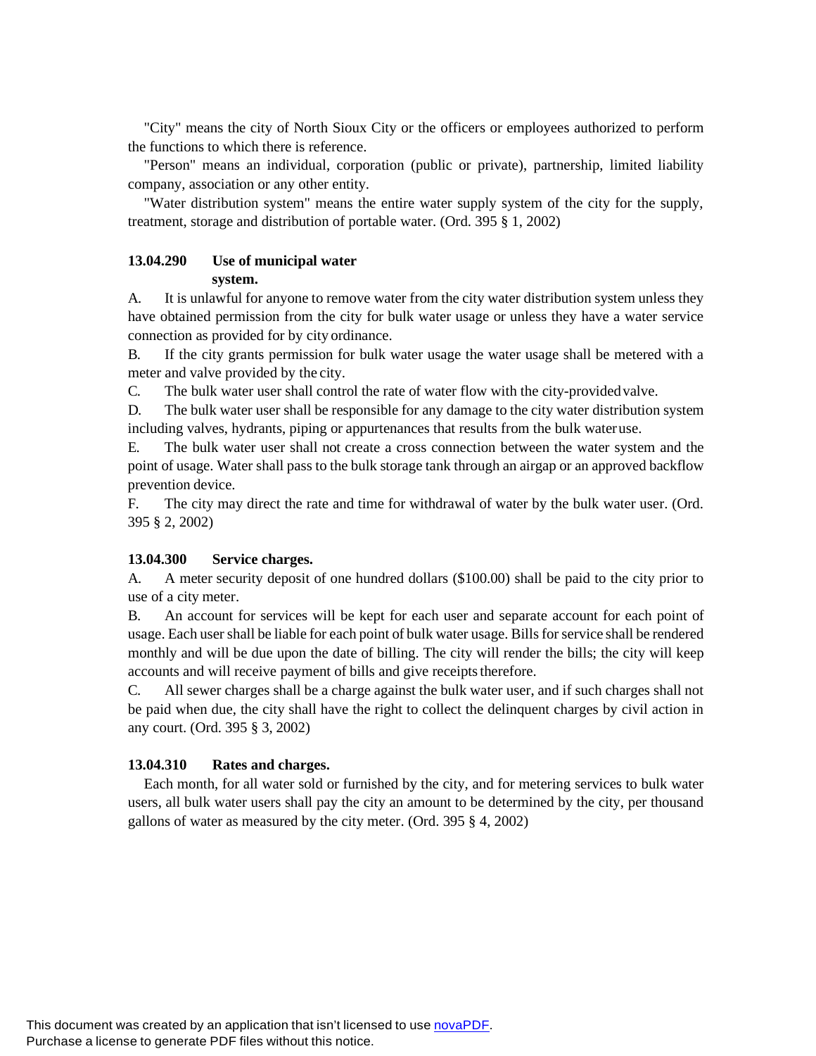"City" means the city of North Sioux City or the officers or employees authorized to perform the functions to which there is reference.

"Person" means an individual, corporation (public or private), partnership, limited liability company, association or any other entity.

"Water distribution system" means the entire water supply system of the city for the supply, treatment, storage and distribution of portable water. (Ord. 395 § 1, 2002)

**13.04.290 Use of municipal water system.**

A. It is unlawful for anyone to remove water from the city water distribution system unless they have obtained permission from the city for bulk water usage or unless they have a water service connection as provided for by city ordinance.

B. If the city grants permission for bulk water usage the water usage shall be metered with a meter and valve provided by the city.

C. The bulk water user shall control the rate of water flow with the city-provided valve.

D. The bulk water user shall be responsible for any damage to the city water distribution system including valves, hydrants, piping or appurtenances that results from the bulk water use.

E. The bulk water user shall not create a cross connection between the water system and the point of usage. Water shall pass to the bulk storage tank through an airgap or an approved backflow prevention device.

F. The city may direct the rate and time for withdrawal of water by the bulk water user. (Ord. 395 § 2, 2002)

**13.04.300 Service charges.**

A. A meter security deposit of one hundred dollars ($100.00) shall be paid to the city prior to use of a city meter.

B. An account for services will be kept for each user and separate account for each point of usage. Each user shall be liable for each point of bulk water usage. Bills for service shall be rendered monthly and will be due upon the date of billing. The city will render the bills; the city will keep accounts and will receive payment of bills and give receipts therefore.

C. All sewer charges shall be a charge against the bulk water user, and if such charges shall not be paid when due, the city shall have the right to collect the delinquent charges by civil action in any court. (Ord. 395 § 3, 2002)

**13.04.310 Rates and charges.**

Each month, for all water sold or furnished by the city, and for metering services to bulk water users, all bulk water users shall pay the city an amount to be determined by the city, per thousand gallons of water as measured by the city meter. (Ord. 395 § 4, 2002)